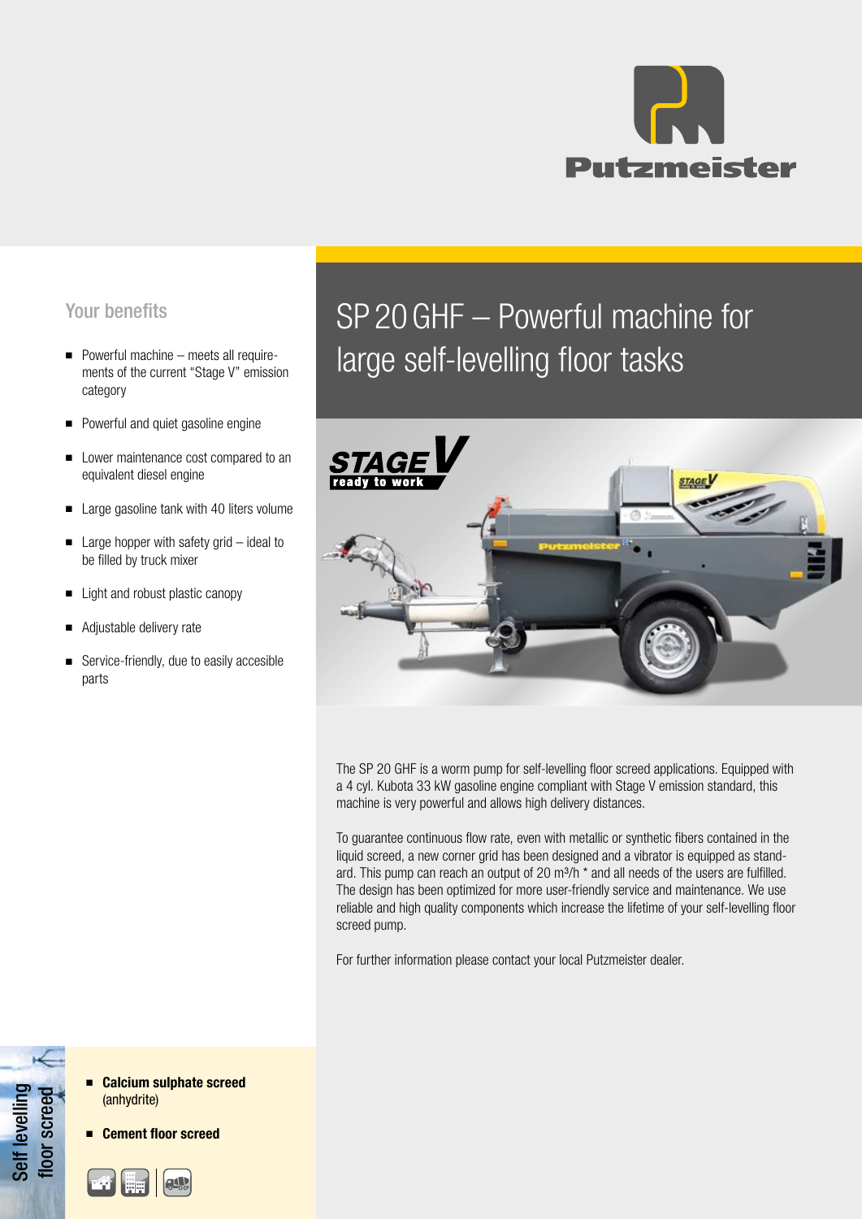Putzmeister

# SP 20 GHF – Powerful machine for large self-levelling floor tasks

## Your benefits

- Powerful machine – meets all requirements of the current "Stage V" emission category
- Powerful and quiet gasoline engine
- Lower maintenance cost compared to an equivalent diesel engine
- Large gasoline tank with 40 liters volume
- Large hopper with safety grid – ideal to be filled by truck mixer
- Light and robust plastic canopy
- Adjustable delivery rate
- Service-friendly, due to easily accesible parts

The SP 20 GHF is a worm pump for self-levelling floor screed applications. Equipped with a 4 cyl. Kubota 33 kW gasoline engine compliant with Stage V emission standard, this machine is very powerful and allows high delivery distances.

To guarantee continuous flow rate, even with metallic or synthetic fibers contained in the liquid screed, a new corner grid has been designed and a vibrator is equipped as standard. This pump can reach an output of 20 m³/h * and all needs of the users are fulfilled. The design has been optimized for more user-friendly service and maintenance. We use reliable and high quality components which increase the lifetime of your self-levelling floor screed pump.

For further information please contact your local Putzmeister dealer.

Self levelling floor screed

- **Calcium sulphate screed** (anhydrite)
- **Cement floor screed**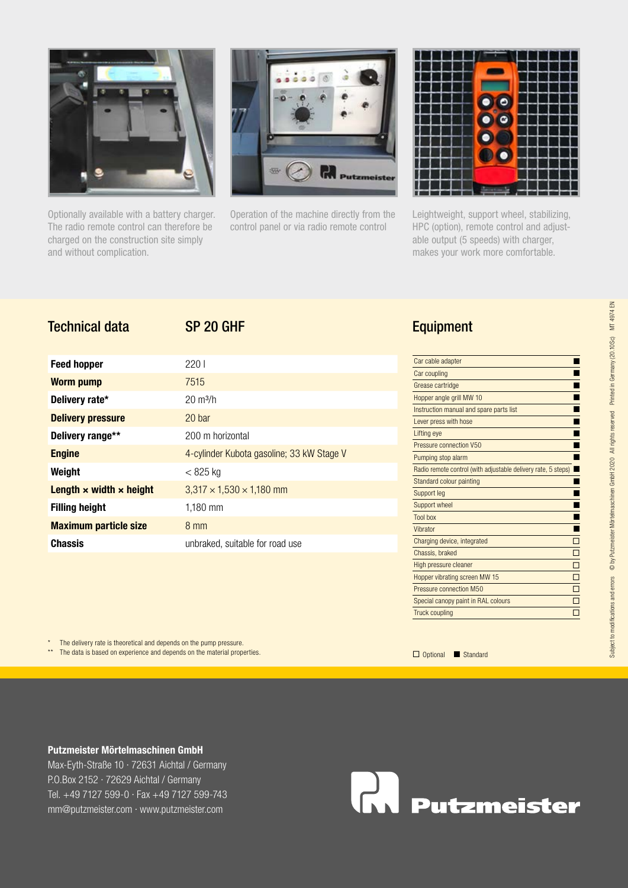Optionally available with a battery charger. The radio remote control can therefore be charged on the construction site simply and without complication.

Operation of the machine directly from the control panel or via radio remote control

Leightweight, support wheel, stabilizing, HPC (option), remote control and adjustable output (5 speeds) with charger, makes your work more comfortable.

## Technical data

| | SP 20 GHF |
|---|---|
| **Feed hopper** | 220 l |
| **Worm pump** | 7515 |
| **Delivery rate*** | 20 m³/h |
| **Delivery pressure** | 20 bar |
| **Delivery range**** | 200 m horizontal |
| **Engine** | 4-cylinder Kubota gasoline; 33 kW Stage V |
| **Weight** | < 825 kg |
| **Length × width × height** | 3,317 × 1,530 × 1,180 mm |
| **Filling height** | 1,180 mm |
| **Maximum particle size** | 8 mm |
| **Chassis** | unbraked, suitable for road use |

\* The delivery rate is theoretical and depends on the pump pressure.

\** The data is based on experience and depends on the material properties.

## Equipment

| | |
|---|---|
| Car cable adapter | ■ |
| Car coupling | ■ |
| Grease cartridge | ■ |
| Hopper angle grill MW 10 | ■ |
| Instruction manual and spare parts list | ■ |
| Lever press with hose | ■ |
| Lifting eye | ■ |
| Pressure connection V50 | ■ |
| Pumping stop alarm | ■ |
| Radio remote control (with adjustable delivery rate, 5 steps) | ■ |
| Standard colour painting | ■ |
| Support leg | ■ |
| Support wheel | ■ |
| Tool box | ■ |
| Vibrator | ■ |
| Charging device, integrated | □ |
| Chassis, braked | □ |
| High pressure cleaner | □ |
| Hopper vibrating screen MW 15 | □ |
| Pressure connection M50 | □ |
| Special canopy paint in RAL colours | □ |
| Truck coupling | □ |

□ Optional ■ Standard

**Putzmeister Mörtelmaschinen GmbH**
Max-Eyth-Straße 10 · 72631 Aichtal / Germany
P.O.Box 2152 · 72629 Aichtal / Germany
Tel. +49 7127 599-0 · Fax +49 7127 599-743
mm@putzmeister.com · www.putzmeister.com

Putzmeister

Subject to modifications and errors © by Putzmeister Mörtelmaschinen GmbH 2020 All rights reserved Printed in Germany (20.10Sc) MT 4974 EN